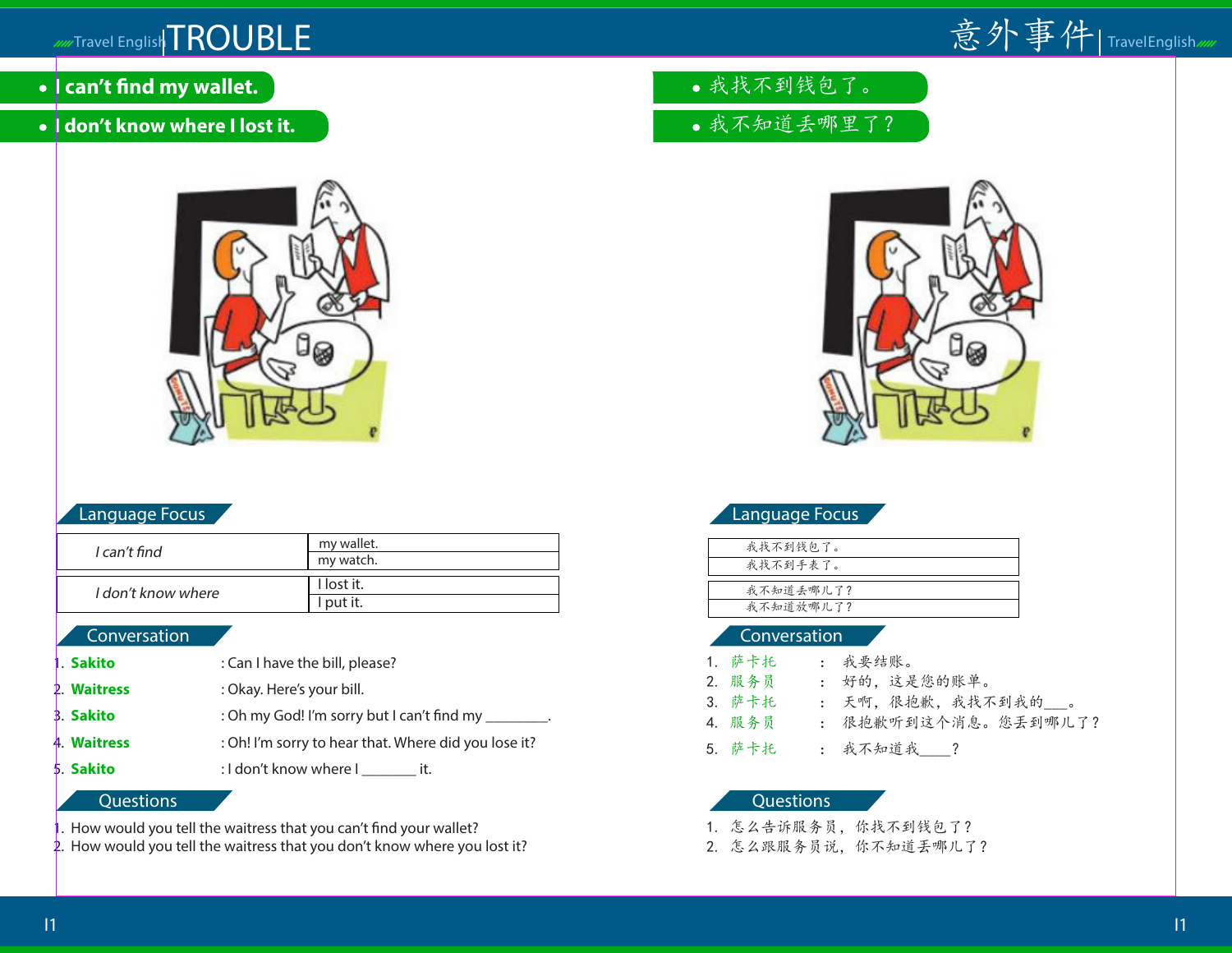# TROUBLE

- **I can't find my wallet.**
- **I don't know where I lost it.**

## Language Focus

| | |
|---|---|
| *I can't find* | my wallet. |
| | my watch. |

| | |
|---|---|
| *I don't know where* | I lost it. |
| | I put it. |

## Conversation

1. **Sakito** : Can I have the bill, please?
2. **Waitress** : Okay. Here's your bill.
3. **Sakito** : Oh my God! I'm sorry but I can't find my ________.
4. **Waitress** : Oh! I'm sorry to hear that. Where did you lose it?
5. **Sakito** : I don't know where I _______ it.

## Questions

1. How would you tell the waitress that you can't find your wallet?
2. How would you tell the waitress that you don't know where you lost it?

# 意外事件

- 我找不到钱包了。
- 我不知道丢哪里了？

## Language Focus

| |
|---|
| 我找不到钱包了。 |
| 我找不到手表了。 |

| |
|---|
| 我不知道丢哪儿了？ |
| 我不知道放哪儿了？ |

## Conversation

1. 萨卡托 ： 我要结账。
2. 服务员 ： 好的，这是您的账单。
3. 萨卡托 ： 天啊，很抱歉，我找不到我的___。
4. 服务员 ： 很抱歉听到这个消息。您丢到哪儿了？
5. 萨卡托 ： 我不知道我____？

## Questions

1. 怎么告诉服务员，你找不到钱包了？
2. 怎么跟服务员说，你不知道丢哪儿了？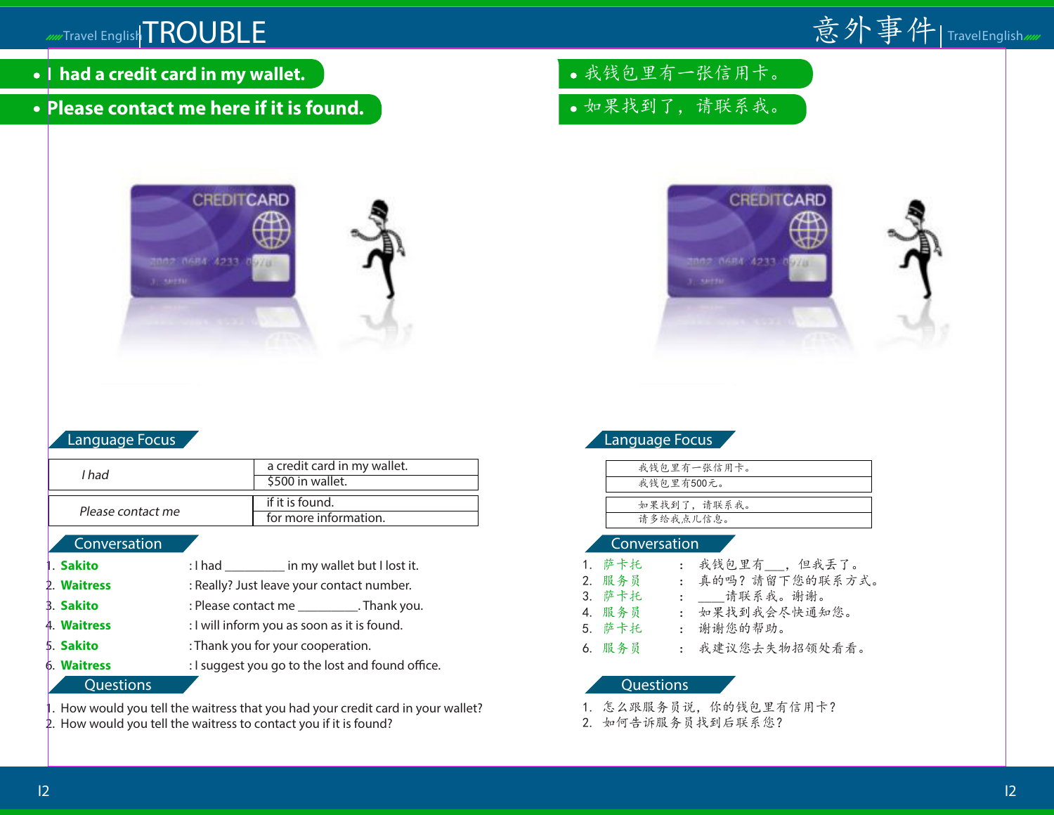# TROUBLE

- I had a credit card in my wallet.
- Please contact me here if it is found.

## Language Focus

| I had | a credit card in my wallet. |
|---|---|
| | $500 in wallet. |

| Please contact me | if it is found. |
|---|---|
| | for more information. |

## Conversation

1. **Sakito** : I had _________ in my wallet but I lost it.
2. **Waitress** : Really? Just leave your contact number.
3. **Sakito** : Please contact me _________. Thank you.
4. **Waitress** : I will inform you as soon as it is found.
5. **Sakito** : Thank you for your cooperation.
6. **Waitress** : I suggest you go to the lost and found office.

## Questions

1. How would you tell the waitress that you had your credit card in your wallet?
2. How would you tell the waitress to contact you if it is found?

# 意外事件

- 我钱包里有一张信用卡。
- 如果找到了，请联系我。

## Language Focus

| 我钱包里有一张信用卡。 |
|---|
| 我钱包里有500元。 |

| 如果找到了，请联系我。 |
|---|
| 请多给我点儿信息。 |

## Conversation

1. 萨卡托 ： 我钱包里有___，但我丢了。
2. 服务员 ： 真的吗？請留下您的联系方式。
3. 萨卡托 ： ____请联系我。谢谢。
4. 服务员 ： 如果找到我会尽快通知您。
5. 萨卡托 ： 谢谢您的帮助。
6. 服务员 ： 我建议您去失物招领处看看。

## Questions

1. 怎么跟服务员说，你的钱包里有信用卡？
2. 如何告诉服务员找到后联系您？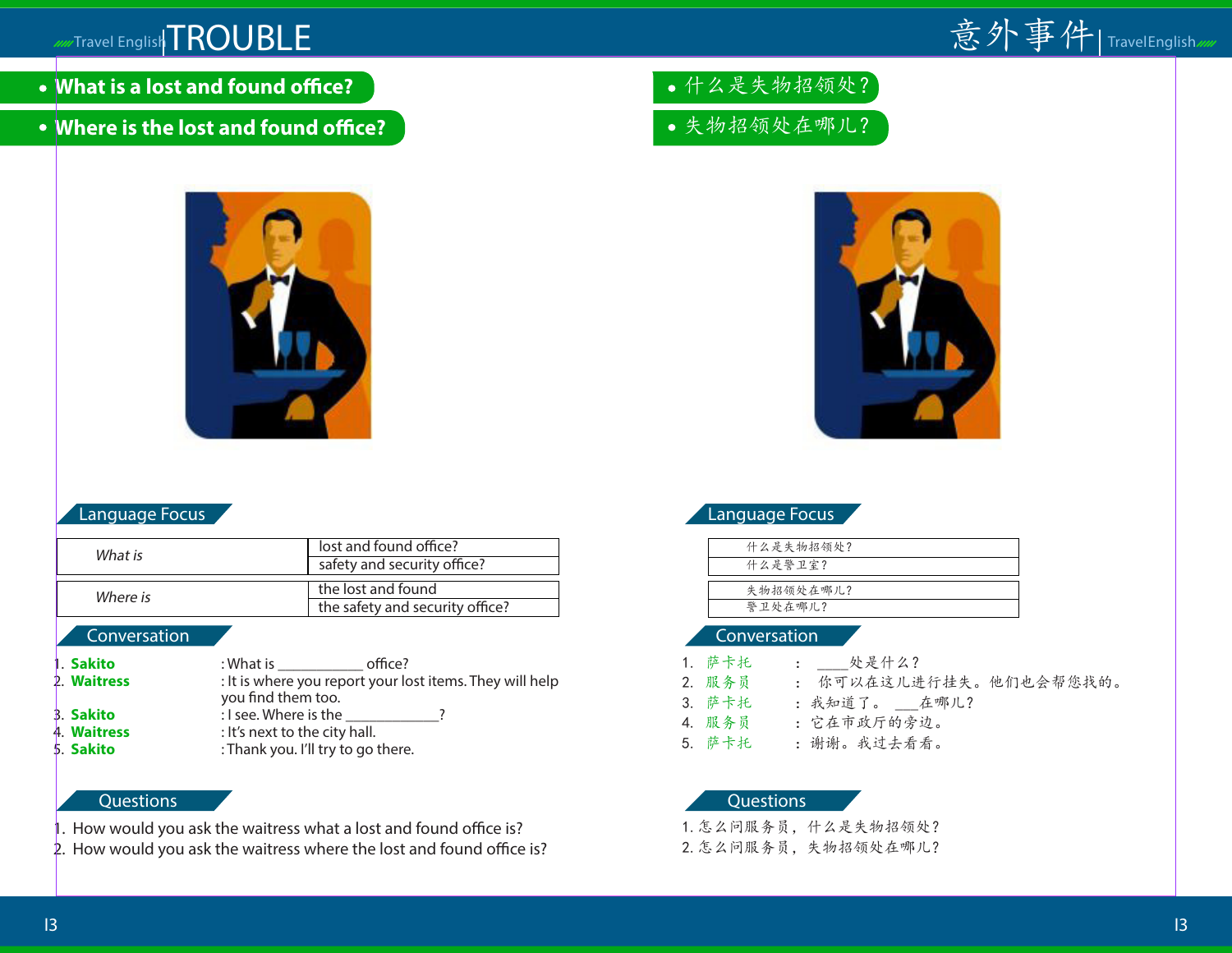# TROUBLE

- What is a lost and found office?
- Where is the lost and found office?

## Language Focus

| What is | lost and found office? |
|---|---|
| | safety and security office? |

| Where is | the lost and found |
|---|---|
| | the safety and security office? |

## Conversation

1. **Sakito** : What is ___________ office?
2. **Waitress** : It is where you report your lost items. They will help you find them too.
3. **Sakito** : I see. Where is the ____________?
4. **Waitress** : It's next to the city hall.
5. **Sakito** : Thank you. I'll try to go there.

## Questions

1. How would you ask the waitress what a lost and found office is?
2. How would you ask the waitress where the lost and found office is?

# 意外事件

- 什么是失物招领处？
- 失物招领处在哪儿？

## Language Focus

| 什么是失物招领处？ |
|---|
| 什么是警卫室？ |

| 失物招领处在哪儿？ |
|---|
| 警卫处在哪儿？ |

## Conversation

1. 萨卡托 ： ____处是什么？
2. 服务员 ： 你可以在这儿进行挂失。他们也会帮您找的。
3. 萨卡托 ： 我知道了。 ___在哪儿？
4. 服务员 ： 它在市政厅的旁边。
5. 萨卡托 ： 谢谢。我过去看看。

## Questions

1. 怎么问服务员，什么是失物招领处？
2. 怎么问服务员，失物招领处在哪儿？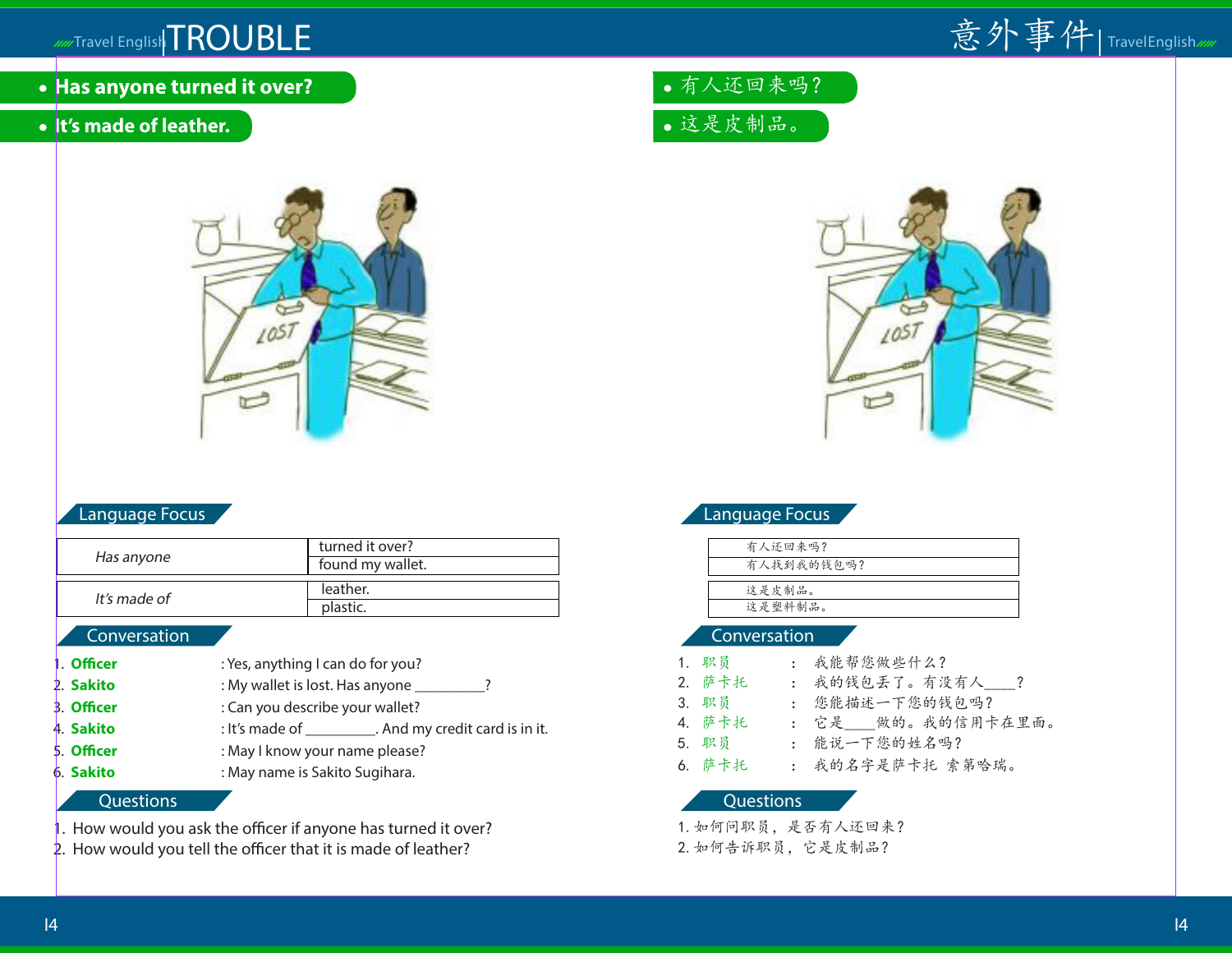# TROUBLE

- **Has anyone turned it over?**
- **It's made of leather.**

## Language Focus

| *Has anyone* | turned it over? |
|---|---|
| | found my wallet. |

| *It's made of* | leather. |
|---|---|
| | plastic. |

## Conversation

1. **Officer** : Yes, anything I can do for you?
2. **Sakito** : My wallet is lost. Has anyone _________?
3. **Officer** : Can you describe your wallet?
4. **Sakito** : It's made of _________. And my credit card is in it.
5. **Officer** : May I know your name please?
6. **Sakito** : May name is Sakito Sugihara.

## Questions

1. How would you ask the officer if anyone has turned it over?
2. How would you tell the officer that it is made of leather?

# 意外事件

- 有人还回来吗？
- 这是皮制品。

## Language Focus

| 有人还回来吗？ |
|---|
| 有人找到我的钱包吗？ |

| 这是皮制品。 |
|---|
| 这是塑料制品。 |

## Conversation

1. 职员 ： 我能帮您做些什么？
2. 萨卡托 ： 我的钱包丢了。有没有人____？
3. 职员 ： 您能描述一下您的钱包吗？
4. 萨卡托 ： 它是____做的。我的信用卡在里面。
5. 职员 ： 能说一下您的姓名吗？
6. 萨卡托 ： 我的名字是萨卡托 索第哈瑞。

## Questions

1. 如何问职员，是否有人还回来？
2. 如何告诉职员，它是皮制品？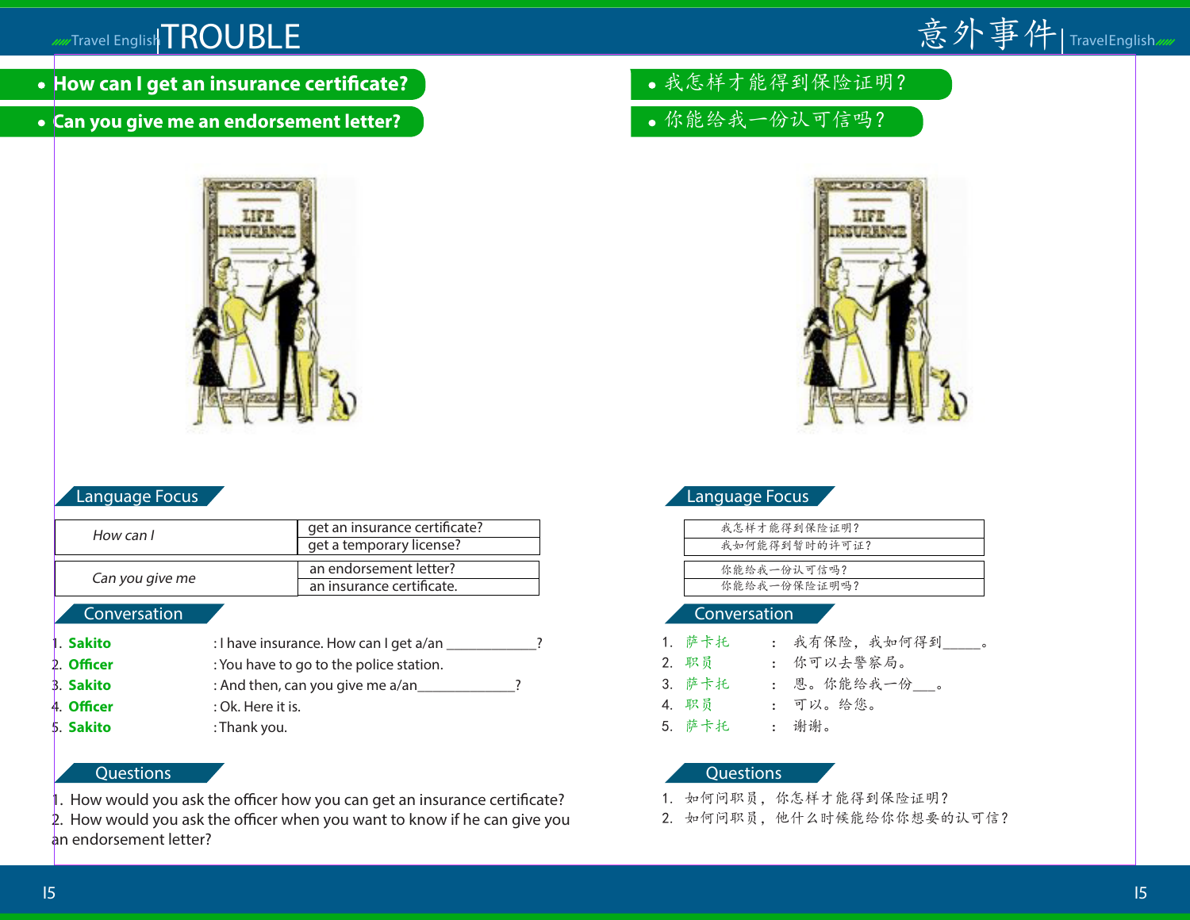# TROUBLE

- **How can I get an insurance certificate?**
- **Can you give me an endorsement letter?**

## Language Focus

| *How can I* | get an insurance certificate? |
|---|---|
| | get a temporary license? |

| *Can you give me* | an endorsement letter? |
|---|---|
| | an insurance certificate. |

## Conversation

1. **Sakito** : I have insurance. How can I get a/an ____________?
2. **Officer** : You have to go to the police station.
3. **Sakito** : And then, can you give me a/an_____________?
4. **Officer** : Ok. Here it is.
5. **Sakito** : Thank you.

## Questions

1. How would you ask the officer how you can get an insurance certificate?
2. How would you ask the officer when you want to know if he can give you an endorsement letter?

# 意外事件

- 我怎样才能得到保险证明？
- 你能给我一份认可信吗？

## Language Focus

| 我怎样才能得到保险证明？ |
|---|
| 我如何能得到暂时的许可证？ |

| 你能给我一份认可信吗？ |
|---|
| 你能给我一份保险证明吗？ |

## Conversation

1. 萨卡托 ： 我有保险，我如何得到_____。
2. 职员 ： 你可以去警察局。
3. 萨卡托 ： 恩。你能给我一份___。
4. 职员 ： 可以。给您。
5. 萨卡托 ： 谢谢。

## Questions

1. 如何问职员，你怎样才能得到保险证明？
2. 如何问职员，他什么时候能给你你想要的认可信？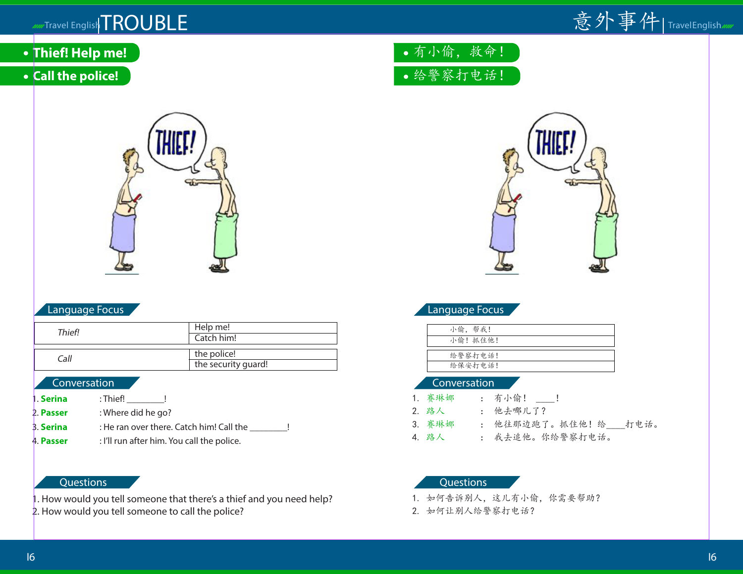# TROUBLE

# 意外事件

- **Thief! Help me!**
- **Call the police!**

- 有小偷，救命！
- 给警察打电话！

## Language Focus

| *Thief!* | Help me! |
|---|---|
| | Catch him! |

| *Call* | the police! |
|---|---|
| | the security guard! |

## Conversation

1. **Serina** : Thief! ________!
2. **Passer** : Where did he go?
3. **Serina** : He ran over there. Catch him! Call the ________!
4. **Passer** : I'll run after him. You call the police.

## Questions

1. How would you tell someone that there's a thief and you need help?
2. How would you tell someone to call the police?

## Language Focus

| 小偷，帮我！ |
|---|
| 小偷！抓住他！ |

| 给警察打电话！ |
|---|
| 给保安打电话！ |

## Conversation

1. 赛琳娜 ： 有小偷！ ____！
2. 路人 ： 他去哪儿了？
3. 赛琳娜 ： 他往那边跑了。抓住他！给____打电话。
4. 路人 ： 我去追他。你给警察打电话。

## Questions

1. 如何告诉别人，这儿有小偷，你需要帮助？
2. 如何让别人给警察打电话？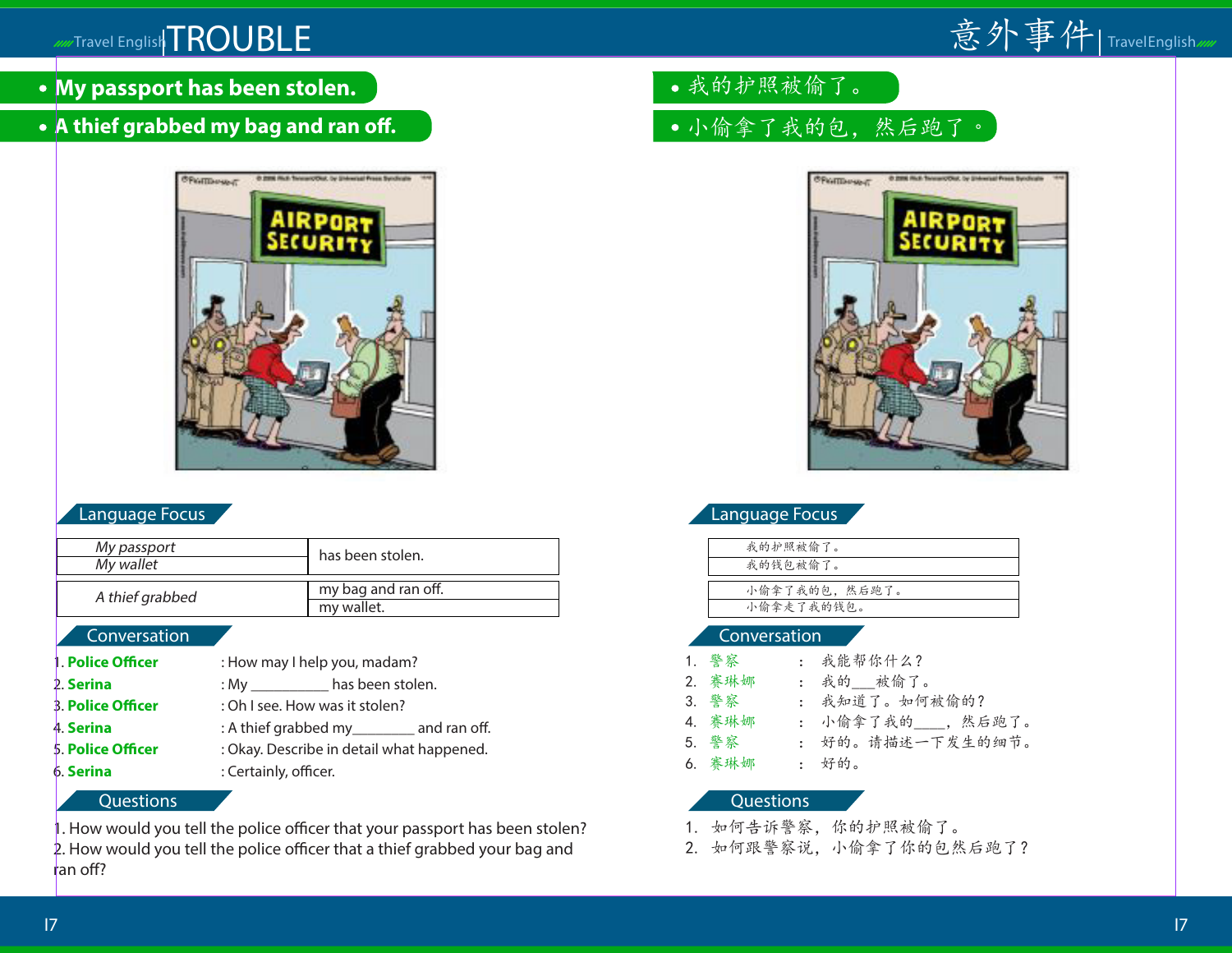# TROUBLE

# 意外事件

- **My passport has been stolen.**
- **A thief grabbed my bag and ran off.**

- 我的护照被偷了。
- 小偷拿了我的包，然后跑了。

## Language Focus

| | |
|---|---|
| *My passport* / *My wallet* | has been stolen. |
| *A thief grabbed* | my bag and ran off. / my wallet. |

## Conversation

1. **Police Officer** : How may I help you, madam?
2. **Serina** : My __________ has been stolen.
3. **Police Officer** : Oh I see. How was it stolen?
4. **Serina** : A thief grabbed my________ and ran off.
5. **Police Officer** : Okay. Describe in detail what happened.
6. **Serina** : Certainly, officer.

## Questions

1. How would you tell the police officer that your passport has been stolen?
2. How would you tell the police officer that a thief grabbed your bag and ran off?

## Language Focus

| |
|---|
| 我的护照被偷了。 |
| 我的钱包被偷了。 |

| |
|---|
| 小偷拿了我的包，然后跑了。 |
| 小偷拿走了我的钱包。 |

## Conversation

1. 警察 ： 我能帮你什么？
2. 赛琳娜 ： 我的___被偷了。
3. 警察 ： 我知道了。如何被偷的？
4. 赛琳娜 ： 小偷拿了我的____，然后跑了。
5. 警察 ： 好的。请描述一下发生的细节。
6. 赛琳娜 ： 好的。

## Questions

1. 如何告诉警察，你的护照被偷了。
2. 如何跟警察说，小偷拿了你的包然后跑了？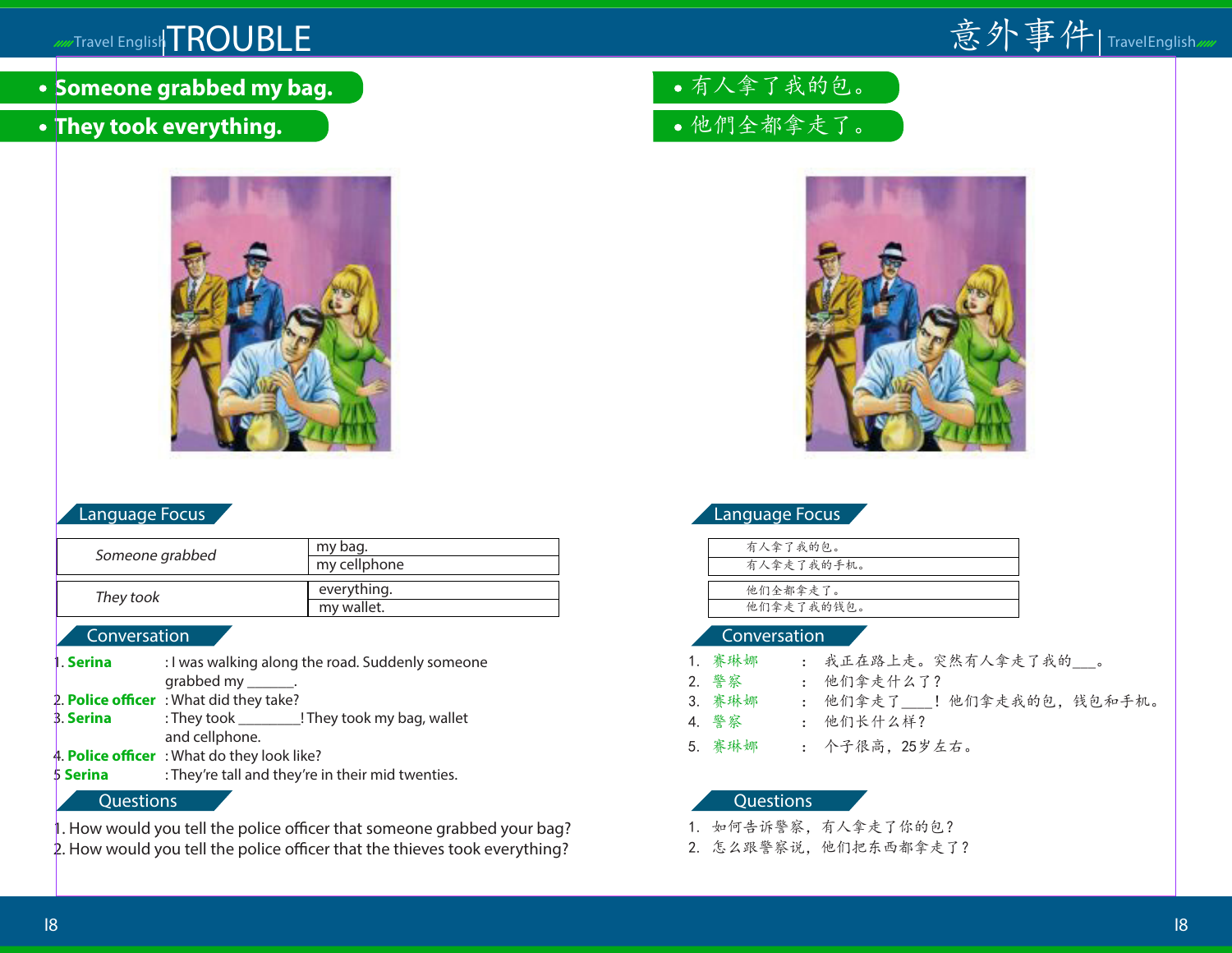# TROUBLE

- **Someone grabbed my bag.**
- **They took everything.**

## Language Focus

| Someone grabbed | my bag. |
|---|---|
| | my cellphone |

| They took | everything. |
|---|---|
| | my wallet. |

## Conversation

1. **Serina** : I was walking along the road. Suddenly someone grabbed my ______.
2. **Police officer** : What did they take?
3. **Serina** : They took ________! They took my bag, wallet and cellphone.
4. **Police officer** : What do they look like?
5. **Serina** : They're tall and they're in their mid twenties.

## Questions

1. How would you tell the police officer that someone grabbed your bag?
2. How would you tell the police officer that the thieves took everything?

# 意外事件

- 有人拿了我的包。
- 他們全都拿走了。

## Language Focus

| 有人拿了我的包。 |
|---|
| 有人拿走了我的手机。 |

| 他们全都拿走了。 |
|---|
| 他们拿走了我的钱包。 |

## Conversation

1. 赛琳娜 : 我正在路上走。突然有人拿走了我的___。
2. 警察 : 他们拿走什么了?
3. 赛琳娜 : 他们拿走了____! 他们拿走我的包, 钱包和手机。
4. 警察 : 他们长什么样?
5. 赛琳娜 : 个子很高, 25岁左右。

## Questions

1. 如何告诉警察, 有人拿走了你的包?
2. 怎么跟警察说, 他们把东西都拿走了?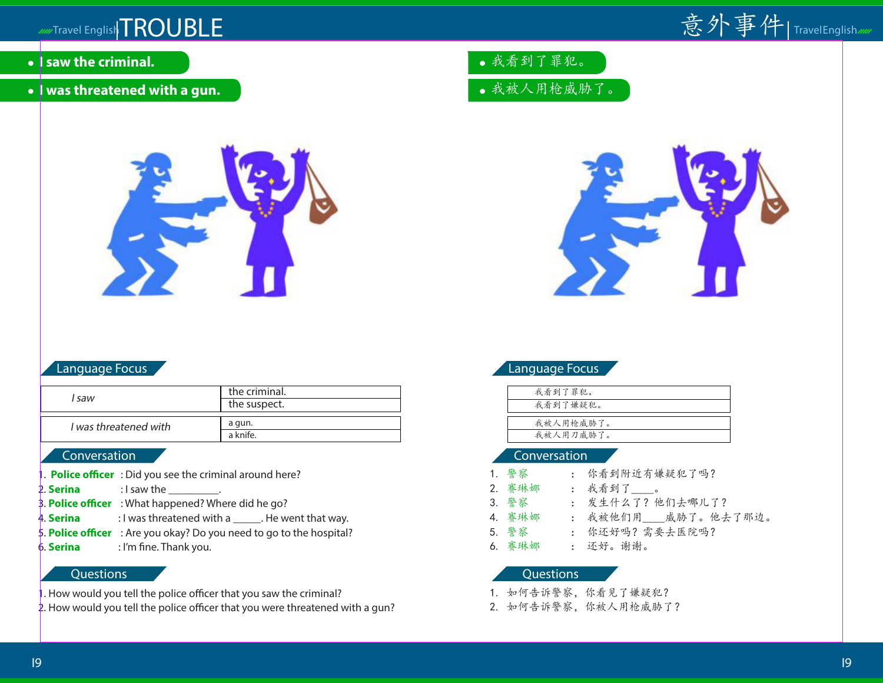# TROUBLE

- **I saw the criminal.**
- **I was threatened with a gun.**

## Language Focus

| *I saw* | the criminal. |
|---|---|
| | the suspect. |

| *I was threatened with* | a gun. |
|---|---|
| | a knife. |

## Conversation

1. **Police officer** : Did you see the criminal around here?
2. **Serina** : I saw the _________.
3. **Police officer** : What happened? Where did he go?
4. **Serina** : I was threatened with a _____. He went that way.
5. **Police officer** : Are you okay? Do you need to go to the hospital?
6. **Serina** : I'm fine. Thank you.

## Questions

1. How would you tell the police officer that you saw the criminal?
2. How would you tell the police officer that you were threatened with a gun?

# 意外事件

- 我看到了罪犯。
- 我被人用枪威胁了。

## Language Focus

| 我看到了罪犯。 |
|---|
| 我看到了嫌疑犯。 |

| 我被人用枪威胁了。 |
|---|
| 我被人用刀威胁了。 |

## Conversation

1. 警察 ： 你看到附近有嫌疑犯了吗？
2. 赛琳娜 ： 我看到了____。
3. 警察 ： 发生什么了？他们去哪儿了？
4. 赛琳娜 ： 我被他们用____威胁了。他去了那边。
5. 警察 ： 你还好吗？需要去医院吗？
6. 赛琳娜 ： 还好。谢谢。

## Questions

1. 如何告诉警察，你看见了嫌疑犯？
2. 如何告诉警察，你被人用枪威胁了？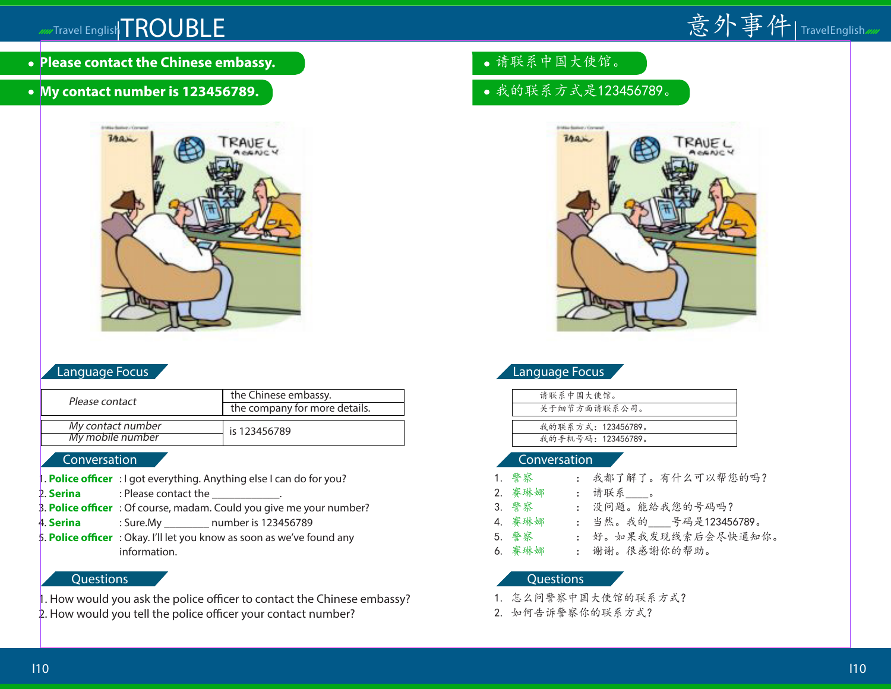# TROUBLE

- **Please contact the Chinese embassy.**
- **My contact number is 123456789.**

## Language Focus

| | |
|---|---|
| *Please contact* | the Chinese embassy. |
| | the company for more details. |

| | |
|---|---|
| *My contact number* | is 123456789 |
| *My mobile number* | |

## Conversation

1. **Police officer** : I got everything. Anything else I can do for you?
2. **Serina** : Please contact the ____________.
3. **Police officer** : Of course, madam. Could you give me your number?
4. **Serina** : Sure.My ________ number is 123456789
5. **Police officer** : Okay. I'll let you know as soon as we've found any information.

## Questions

1. How would you ask the police officer to contact the Chinese embassy?
2. How would you tell the police officer your contact number?

# 意外事件

- 请联系中国大使馆。
- 我的联系方式是123456789。

## Language Focus

| |
|---|
| 请联系中国大使馆。 |
| 关于细节方面请联系公司。 |

| |
|---|
| 我的联系方式：123456789。 |
| 我的手机号码：123456789。 |

## Conversation

1. 警察 ： 我都了解了。有什么可以帮您的吗？
2. 赛琳娜 ： 请联系____。
3. 警察 ： 没问题。能給我您的号码吗？
4. 赛琳娜 ： 当然。我的____号码是123456789。
5. 警察 ： 好。如果我发现线索后会尽快通知你。
6. 赛琳娜 ： 谢谢。很感谢你的帮助。

## Questions

1. 怎么问警察中国大使馆的联系方式？
2. 如何告诉警察你的联系方式？